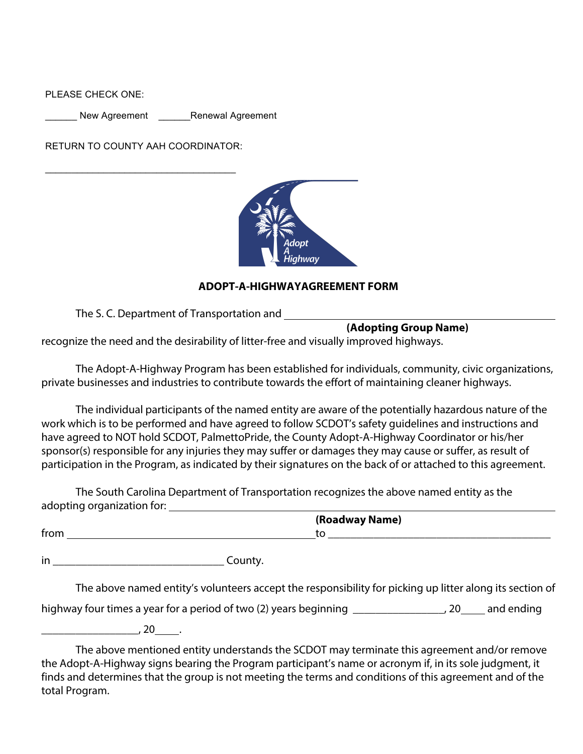PLEASE CHECK ONE:

______ New Agreement ______Renewal Agreement

RETURN TO COUNTY AAH COORDINATOR:

___________________________________

## ADOPT-A-HIGHWAYAGREEMENT FORM

The S. C. Department of Transportation and ______________________________________________
**(Adopting Group Name)**
recognize the need and the desirability of litter-free and visually improved highways.

The Adopt-A-Highway Program has been established for individuals, community, civic organizations, private businesses and industries to contribute towards the effort of maintaining cleaner highways.

The individual participants of the named entity are aware of the potentially hazardous nature of the work which is to be performed and have agreed to follow SCDOT's safety guidelines and instructions and have agreed to NOT hold SCDOT, PalmettoPride, the County Adopt-A-Highway Coordinator or his/her sponsor(s) responsible for any injuries they may suffer or damages they may cause or suffer, as result of participation in the Program, as indicated by their signatures on the back of or attached to this agreement.

The South Carolina Department of Transportation recognizes the above named entity as the adopting organization for: ______________________________________________
**(Roadway Name)**
from ____________________________________________ to ________________________________________

in ______________________________ County.

The above named entity's volunteers accept the responsibility for picking up litter along its section of highway four times a year for a period of two (2) years beginning _______________, 20____ and ending _________________, 20____.

The above mentioned entity understands the SCDOT may terminate this agreement and/or remove the Adopt-A-Highway signs bearing the Program participant's name or acronym if, in its sole judgment, it finds and determines that the group is not meeting the terms and conditions of this agreement and of the total Program.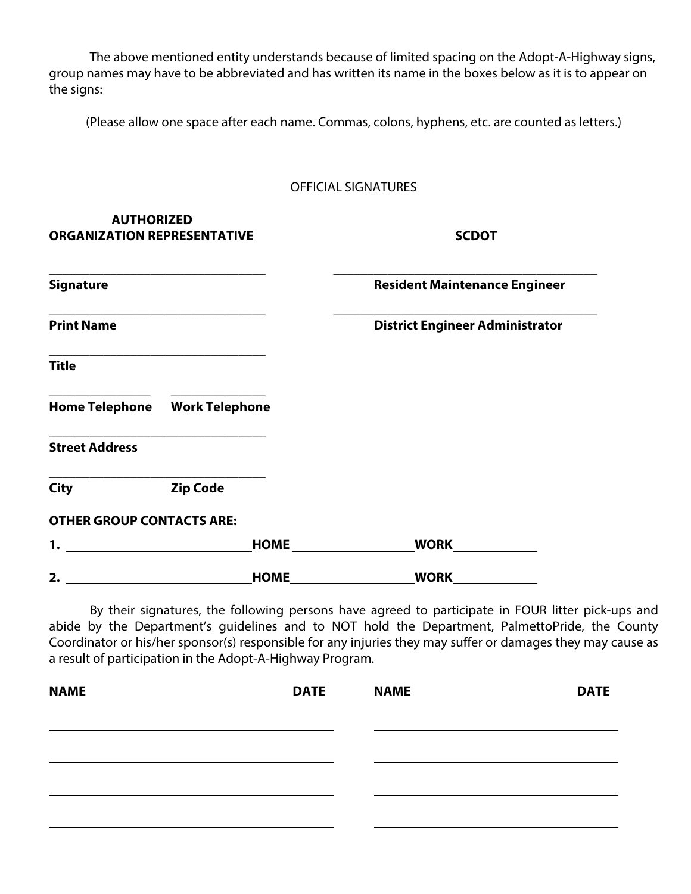The above mentioned entity understands because of limited spacing on the Adopt-A-Highway signs, group names may have to be abbreviated and has written its name in the boxes below as it is to appear on the signs:

(Please allow one space after each name. Commas, colons, hyphens, etc. are counted as letters.)

OFFICIAL SIGNATURES

| **AUTHORIZED ORGANIZATION REPRESENTATIVE** | | **SCDOT** |
|---|---|---|
| ____________________ | | ____________________ |
| **Signature** | | **Resident Maintenance Engineer** |
| ____________________ | | ____________________ |
| **Print Name** | | **District Engineer Administrator** |
| ____________________ | | |
| **Title** | | |
| __________ | __________ | |
| **Home Telephone** | **Work Telephone** | |
| ____________________ | | |
| **Street Address** | | |
| ____________________ | | |
| **City** | **Zip Code** | |

**OTHER GROUP CONTACTS ARE:**

**1.** ____________________ **HOME** ______________ **WORK** __________

**2.** ____________________ **HOME** ______________ **WORK** __________

By their signatures, the following persons have agreed to participate in FOUR litter pick-ups and abide by the Department's guidelines and to NOT hold the Department, PalmettoPride, the County Coordinator or his/her sponsor(s) responsible for any injuries they may suffer or damages they may cause as a result of participation in the Adopt-A-Highway Program.

| **NAME** | **DATE** | **NAME** | **DATE** |
|---|---|---|---|
| | | | |
| | | | |
| | | | |
| | | | |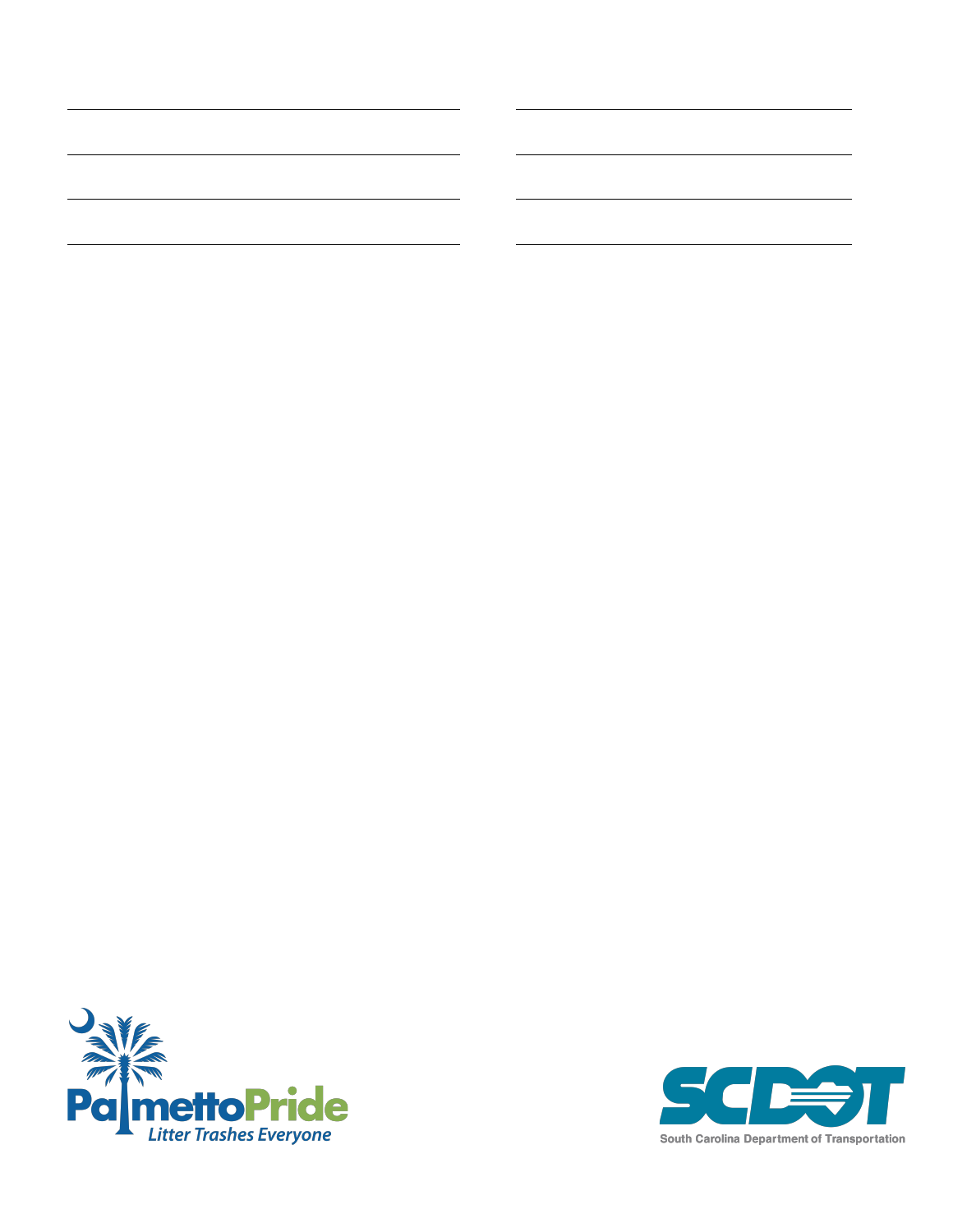Palmetto Pride

Litter Trashes Everyone

SCDOT

South Carolina Department of Transportation